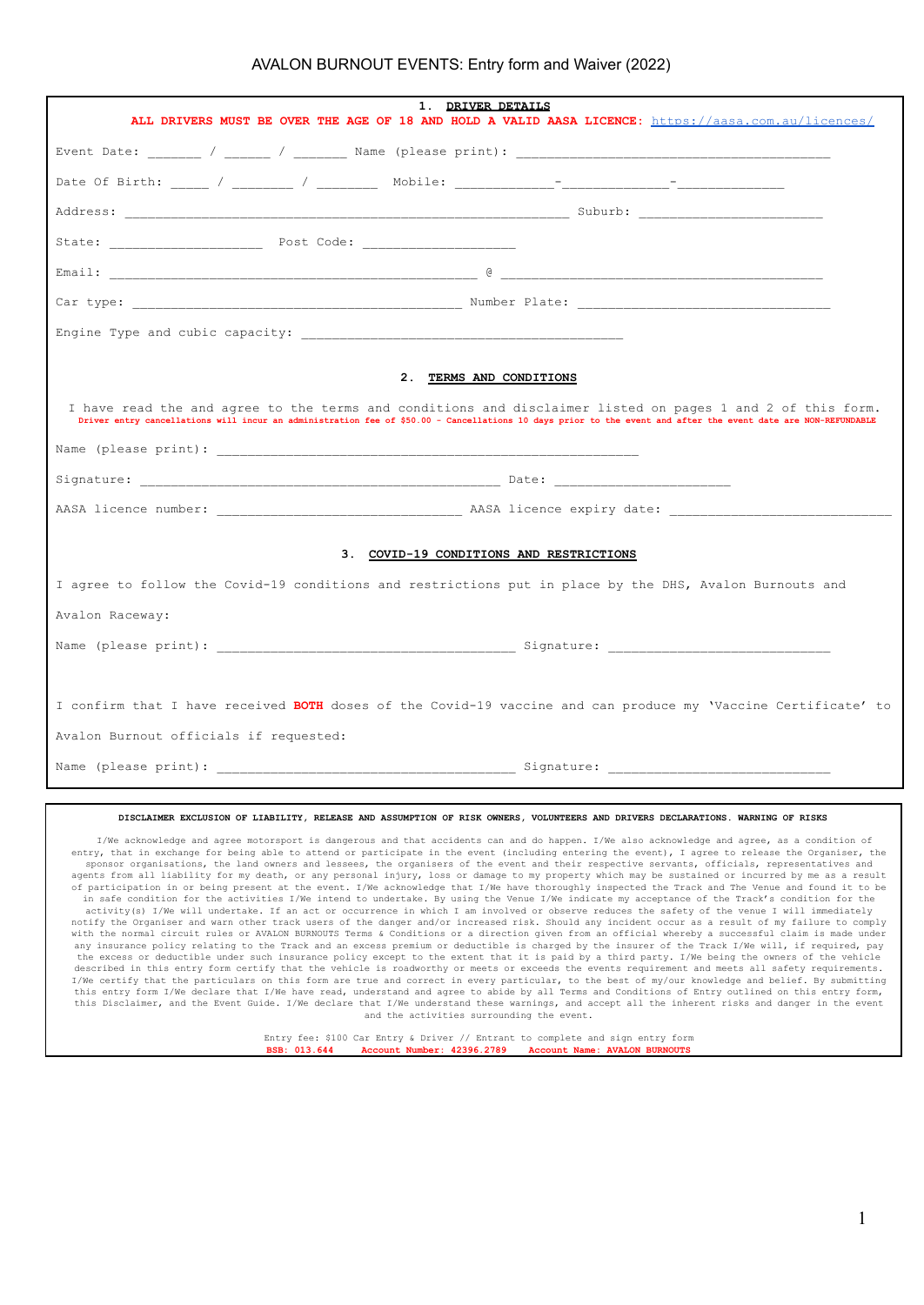# AVALON BURNOUT EVENTS: Entry form and Waiver (2022)

## 1. DRIVER DETAILS

**ALL DRIVERS MUST BE OVER THE AGE OF 18 AND HOLD A VALID AASA LICENCE: https://aasa.com.au/licences/**

Event Date: _______ / ______ / _______ Name (please print): __________________________________________

Date Of Birth: _____ / ________ / ________ Mobile: ____________-_____________-_____________

Address: ____________________________________________________________ Suburb: ________________________

State: ____________________ Post Code: ____________________

Email: __________________________________________________ @ ___________________________________________

Car type: _____________________________________________ Number Plate: __________________________________

Engine Type and cubic capacity: ___________________________________________

## 2. TERMS AND CONDITIONS

I have read the and agree to the terms and conditions and disclaimer listed on pages 1 and 2 of this form.

**Driver entry cancellations will incur an administration fee of $50.00 - Cancellations 10 days prior to the event and after the event date are NON-REFUNDABLE**

Name (please print): ________________________________________________________

Signature: ________________________________________________ Date: _______________________

AASA licence number: ________________________________ AASA licence expiry date: ______________________________

## 3. COVID-19 CONDITIONS AND RESTRICTIONS

I agree to follow the Covid-19 conditions and restrictions put in place by the DHS, Avalon Burnouts and Avalon Raceway:

Name (please print): _______________________________________ Signature: _____________________________

I confirm that I have received **BOTH** doses of the Covid-19 vaccine and can produce my 'Vaccine Certificate' to Avalon Burnout officials if requested:

Name (please print): _______________________________________ Signature: _____________________________

**DISCLAIMER EXCLUSION OF LIABILITY, RELEASE AND ASSUMPTION OF RISK OWNERS, VOLUNTEERS AND DRIVERS DECLARATIONS. WARNING OF RISKS**

I/We acknowledge and agree motorsport is dangerous and that accidents can and do happen. I/We also acknowledge and agree, as a condition of entry, that in exchange for being able to attend or participate in the event (including entering the event), I agree to release the Organiser, the sponsor organisations, the land owners and lessees, the organisers of the event and their respective servants, officials, representatives and agents from all liability for my death, or any personal injury, loss or damage to my property which may be sustained or incurred by me as a result of participation in or being present at the event. I/We acknowledge that I/We have thoroughly inspected the Track and The Venue and found it to be in safe condition for the activities I/We intend to undertake. By using the Venue I/We indicate my acceptance of the Track's condition for the activity(s) I/We will undertake. If an act or occurrence in which I am involved or observe reduces the safety of the venue I will immediately notify the Organiser and warn other track users of the danger and/or increased risk. Should any incident occur as a result of my failure to comply with the normal circuit rules or AVALON BURNOUTS Terms & Conditions or a direction given from an official whereby a successful claim is made under any insurance policy relating to the Track and an excess premium or deductible is charged by the insurer of the Track I/We will, if required, pay the excess or deductible under such insurance policy except to the extent that it is paid by a third party. I/We being the owners of the vehicle described in this entry form certify that the vehicle is roadworthy or meets or exceeds the events requirement and meets all safety requirements. I/We certify that the particulars on this form are true and correct in every particular, to the best of my/our knowledge and belief. By submitting this entry form I/We declare that I/We have read, understand and agree to abide by all Terms and Conditions of Entry outlined on this entry form, this Disclaimer, and the Event Guide. I/We declare that I/We understand these warnings, and accept all the inherent risks and danger in the event and the activities surrounding the event.

Entry fee: $100 Car Entry & Driver // Entrant to complete and sign entry form

**BSB: 013.644 Account Number: 42396.2789 Account Name: AVALON BURNOUTS**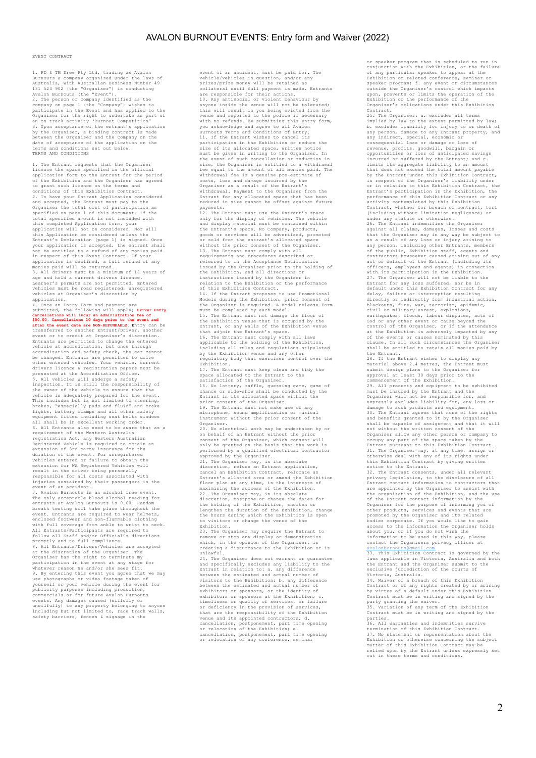# AVALON BURNOUT EVENTS: Entry form and Waiver (2022)

EVENT CONTRACT

1. PD & TM Drew Pty Ltd, trading as Avalon Burnouts a company organised under the laws of Australia, with Australian Business Number 49 131 524 902 (the "Organiser") is conducting Avalon Burnouts (the "Event").
2. The person or company identified as the company on page 1 (the "Company") wishes to participate in the Event and has applied to the Organiser for the right to undertake as part of an on track activity 'Burnout Competition"
3. Upon acceptance of the entrant's application by the Organiser, a binding contract is made between the Organiser and the Company on the date of acceptance of the application on the terms and conditions set out below.

TERMS AND CONDITIONS

1. The Entrant requests that the Organiser licence the space specified in the official application form to the Entrant for the period of the Exhibition and the Organiser has agreed to grant such licence on the terms and conditions of this Exhibition Contract.
2. To have your Entrant Application considered and accepted, the Entrant must pay to the Organiser the total cost of participation as specified on page 1 of this document. If the total specified amount is not included with this completed Application form, your application will not be considered. Nor will this Application be considered unless the Entrant's Declaration (page 1) is signed. Once your application is accepted, the entrant shall not be entitled to a refund of any monies paid in respect of this Event Contract. If your application is declined, a full refund of any monies paid will be returned.
3. All drivers must be a minimum of 18 years of age and hold a current drivers licence. Learner's permits are not permitted. Entered vehicles must be road registered, unregistered vehicles at Organiser's discretion by application.
4. Once an Entry Form and payment are submitted, the following will apply; **Driver Entry cancellations will incur an administration fee of $50.00. Cancellations 10 days prior to the event and after the event date are NON-REFUNDABLE.** Entry can be transferred to another Entrant/Driver, another event or to credit at Organiser's discretion. Entrants are permitted to change the entered vehicle at accreditation, but once through accreditation and safety check, the car cannot be changed. Entrants are permitted to drive other entered vehicles. Your vehicle, current drivers licence & registration papers must be presented at the Accreditation Office.
5. All vehicles will undergo a safety inspection. It is still the responsibility of the owner of the vehicle to ensure that the vehicle is adequately prepared for the event. This includes but is not limited to steering, brakes, "especially pads and fluid" and brake lights, battery clamps and all other safety equipment fitted including seat belts windows all shall be in excellent working order.
6. All Entrants also need to be aware that as a requirement of the Western Australia registration Act; any Western Australian Registered Vehicle is required to obtain an extension of 3rd party insurance for the duration of the event. For unregistered vehicles entered or failure to obtain the extension for WA Registered Vehicles will result in the driver being personally responsible for all costs associated with injuries sustained by their passengers in the event of an accident.
7. Avalon Burnouts is an alcohol free event. The only acceptable blood alcohol reading for entrants at Avalon Burnouts is 0.00. Random breath testing will take place throughout the event. Entrants are required to wear helmets, enclosed footwear and non-flammable clothing with full coverage from ankle to wrist to neck. All Entrants/Participants are required to follow all Staff and/or Official's directions promptly and to full compliance.
8. All Entrants/Drivers/Vehicles are accepted at the discretion of the Organiser. The Organiser has the right to terminate my participation in the event at any stage for whatever reason he and/or she sees fit.
9. By entering this event you agree that we may use photographs or video footage taken of yourself or your vehicle during the event for publicity purposes including production, commercials or for future Avalon Burnouts events. Any damages caused (wilfully or unwilfully) to any property belonging to anyone including but not limited to, race track walls, safety barriers, fences & signage in the event of an accident, must be paid for. The vehicle/vehicles in question, and/or any prizes/prize money will be retained as collateral until full payment is made. Entrants are responsible for their actions.
10. Any antisocial or violent behaviour by anyone inside the venue will not be tolerated; this will result in you being evicted from the venue and reported to the police if necessary with no refunds. By submitting this entry form, you acknowledge and agree to all Avalon Burnouts Terms and Conditions of Entry.
11. If the Entrant wishes to cancel its participation in the Exhibition or reduce the size of its allocated space, written notice must be given in writing to the Organiser. In the event of such cancellation or reduction in size, the Organiser is entitled to a withdrawal fee equal to the amount of all monies paid. The withdrawal fee is a genuine pre-estimate of costs, loss and damage incurred by the Organiser as a result of the Entrant's withdrawal. Payment to the Organiser from the Entrant for any allocated space that has been reduced in size cannot be offset against future payments.
12. The Entrant must use the Entrant's space only for the display of vehicles. The vehicle and display material must be contained within the Entrant's space. No Company, products, goods or services will be advertised, promoted or sold from the entrant's allocated space without the prior consent of the Organiser.
13. The Entrant must comply with all requirements and procedures described or referred to in the Acceptance Notification issued by the Organiser prior to the holding of the Exhibition, and all directions or instructions issued by the Organiser in relation to the Exhibition or the performance of this Exhibition Contract.
14. If the Entrant proposes to use Promotional Models during the Exhibition, prior consent of the Organiser is required. A Model release Form must be completed by each model.
15. The Entrant must not damage the floor of the Exhibition venue that is occupied by the Entrant, or any walls of the Exhibition venue that adjoin the Entrant's space.
16. The Entrant must comply with all laws applicable to the holding of the Exhibition, including all rules and regulations stipulated by the Exhibition venue and any other regulatory body that exercises control over the Exhibition.
17. The Entrant must keep clean and tidy the space allocated to the Entrant to the satisfaction of the Organiser.
18. No lottery, raffle, guessing game, game of chance or side-show shall be conducted by the Entrant in its allocated space without the prior consent of the Organiser.
19. The Entrant must not make use of any microphone, sound amplification or musical instrument without the prior consent of the Organiser.
20. No electrical work may be undertaken by or on behalf of an Entrant without the prior consent of the Organiser, which consent will only be granted on the basis that the work is performed by a qualified electrical contractor approved by the Organiser.
21. The Organiser may, in its absolute discretion, refuse an Entrant application, cancel an Exhibition Contract, relocate an Entrant's allotted area or amend the Exhibition floor plan at any time, in the interests of maximising the success of the Exhibition.
22. The Organiser may, in its absolute discretion, postpone or change the dates for the holding of the Exhibition, shorten or lengthen the duration of the Exhibition, change the hours during which the Exhibition is open to visitors or change the venue of the Exhibition.
23. The Organiser may require the Entrant to remove or stop any display or demonstration which, in the opinion of the Organiser, is creating a disturbance to the Exhibition or is unlawful.
24. The Organiser does not warrant or guarantee and specifically excludes any liability to the Entrant in relation to: a. any difference between the estimated and actual number of visitors to the Exhibition; b. any difference between the estimated and actual number of exhibitors or sponsors, or the identity of exhibitors or sponsors at the Exhibition; c. timeliness or quality of services, or failure or deficiency in the provision of services, that are the responsibility of the Exhibition venue and its appointed contractors; d. cancellation, postponement, part time opening or relocation of the Exhibition; e. cancellation, postponement, part time opening or relocation of any conference, seminar or speaker program that is scheduled to run in conjunction with the Exhibition, or the failure of any particular speaker to appear at the Exhibition or related conference, seminar or speaker program; f. any event or circumstances outside the Organiser's control which impacts upon, prevents or limits the operation of the Exhibition or the performance of the Organiser's obligations under this Exhibition Contract.
25. The Organiser: a. excludes all terms implied by law to the extent permitted by law; b. excludes liability for injury to or death of any person, damage to any Entrant property, and any indirect, special, economic or consequential loss or damage or loss of revenue, profits, goodwill, bargain or opportunities or loss of anticipated savings incurred or suffered by the Entrant; and c. limits its aggregate liability to an amount that does not exceed the total amount payable by the Entrant under this Exhibition Contract, in respect of the Organiser's liability under or in relation to this Exhibition Contract, the Entrant's participation in the Exhibition, the performance of this Exhibition Contract or any activity contemplated by this Exhibition Contract, whether for breach of contract, tort (including without limitation negligence) or under any statute or otherwise.
26. The Entrant indemnifies the Organiser against all claims, damages, losses and costs that the Organiser may in any way be subject to as a result of any loss or injury arising to any person, including other Entrants, members of the public, Exhibition staff, agents and contractors howsoever caused arising out of any act or default of the Entrant (including its officers, employees and agents) in connection with its participation in the Exhibition.
27. The Organiser will not be liable to the Entrant for any loss suffered, nor be in default under this Exhibition Contract for any delay, failure or interruption resulting directly or indirectly from industrial action, blackouts, fire, war, terrorism, epidemic, civil or military unrest, explosions, earthquakes, floods, labour disputes, acts of God or any other event or cause beyond the control of the Organiser, or if the attendance at the Exhibition is adversely impacted by any of the events or causes nominated by this clause. In all such circumstances the Organiser shall be entitled to retain all monies paid by the Entrant.
28. If the Entrant wishes to display any material above 2.4 metres, the Entrant must submit design plans to the Organiser for approval at least 30 days prior to the commencement of the Exhibition.
29. All products and equipment to be exhibited must be insured by the Entrant and the Organiser will not be responsible for, and expressly excludes liability for, any loss or damage to such products and equipment.
30. The Entrant agrees that none of the rights and benefits granted to it by the Organiser shall be capable of assignment and that it will not without the written consent of the Organiser allow any other person or company to occupy any part of the space taken by the Entrant pursuant to this Exhibition Contract.
31. The Organiser may, at any time, assign or otherwise deal with any of its rights under this Exhibition Contract by giving written notice to the Entrant.
32. The Entrant consents, under all relevant privacy legislation, to the disclosure of all Entrant contact information to contractors that are appointed by the Organiser to assist with the organisation of the Exhibition, and the use of the Entrant contact information by the Organiser for the purpose of informing you of other products, services and events that are promoted by the Organiser and its related bodies corporate. If you would like to gain access to the information the Organiser holds about you, or if you do not wish the information to be used in this way, please contact the Organisers privacy officer at avalonburnouts@gmail.com
33. This Exhibition Contract is governed by the laws applicable in Victoria, Australia and both the Entrant and the Organiser submit to the exclusive jurisdiction of the courts of Victoria, Australia.
34. Waiver of a breach of this Exhibition Contract or of any rights created by or arising by virtue of a default under this Exhibition Contract must be in writing and signed by the party granting the waiver.
35. Variation of any term of the Exhibition Contract must be in writing and signed by the parties.
36. All warranties and indemnities survive termination of this Exhibition Contract.
37. No statement or representation about the Exhibition or otherwise concerning the subject matter of this Exhibition Contract may be relied upon by the Entrant unless expressly set out in these terms and conditions.